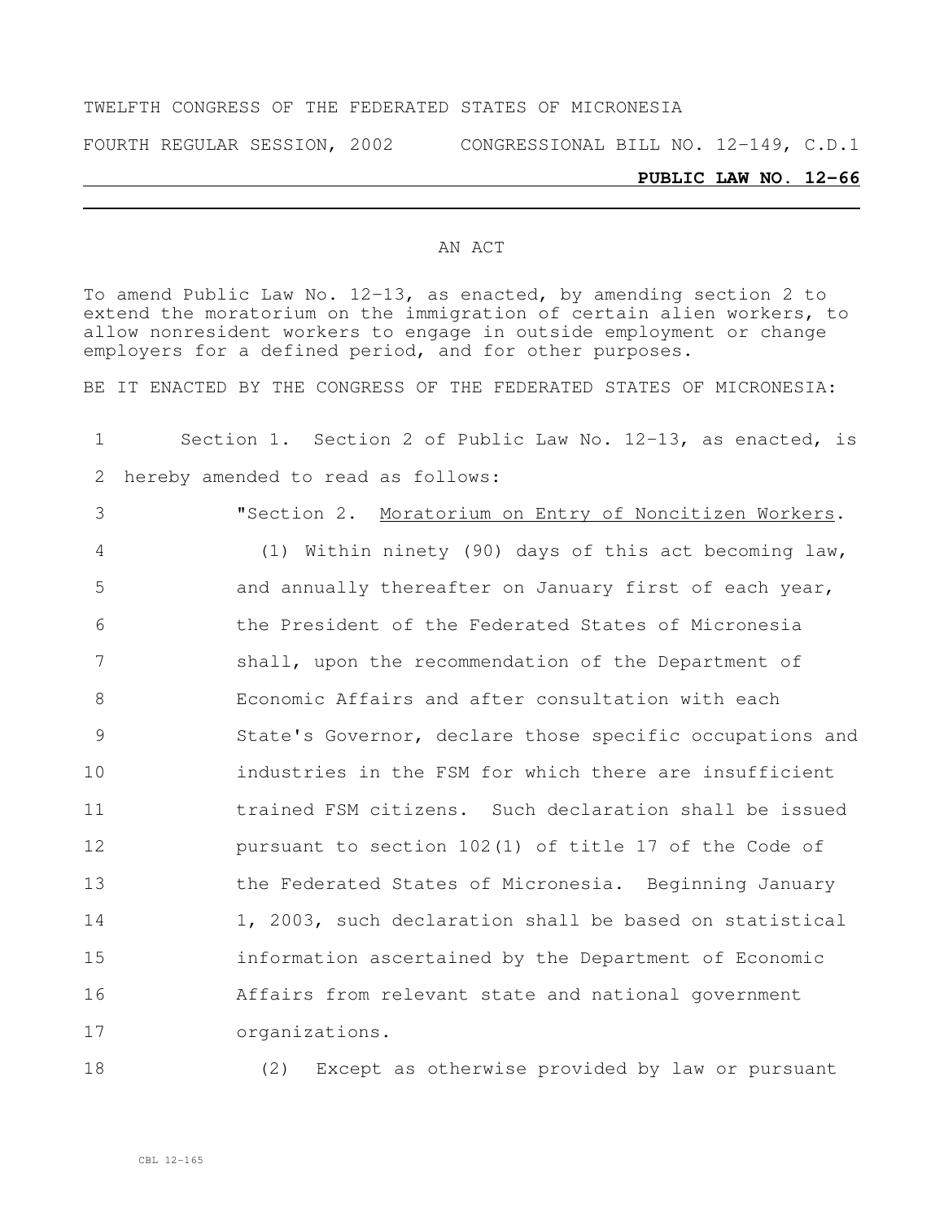TWELFTH CONGRESS OF THE FEDERATED STATES OF MICRONESIA

FOURTH REGULAR SESSION, 2002 CONGRESSIONAL BILL NO. 12-149, C.D.1

**PUBLIC LAW NO. 12-66**

AN ACT

To amend Public Law No. 12-13, as enacted, by amending section 2 to extend the moratorium on the immigration of certain alien workers, to allow nonresident workers to engage in outside employment or change employers for a defined period, and for other purposes.

BE IT ENACTED BY THE CONGRESS OF THE FEDERATED STATES OF MICRONESIA:

Section 1. Section 2 of Public Law No. 12-13, as enacted, is hereby amended to read as follows:

"Section 2. Moratorium on Entry of Noncitizen Workers.

(1) Within ninety (90) days of this act becoming law, and annually thereafter on January first of each year, the President of the Federated States of Micronesia shall, upon the recommendation of the Department of Economic Affairs and after consultation with each State's Governor, declare those specific occupations and industries in the FSM for which there are insufficient trained FSM citizens. Such declaration shall be issued pursuant to section 102(1) of title 17 of the Code of the Federated States of Micronesia. Beginning January 1, 2003, such declaration shall be based on statistical information ascertained by the Department of Economic Affairs from relevant state and national government organizations.

(2) Except as otherwise provided by law or pursuant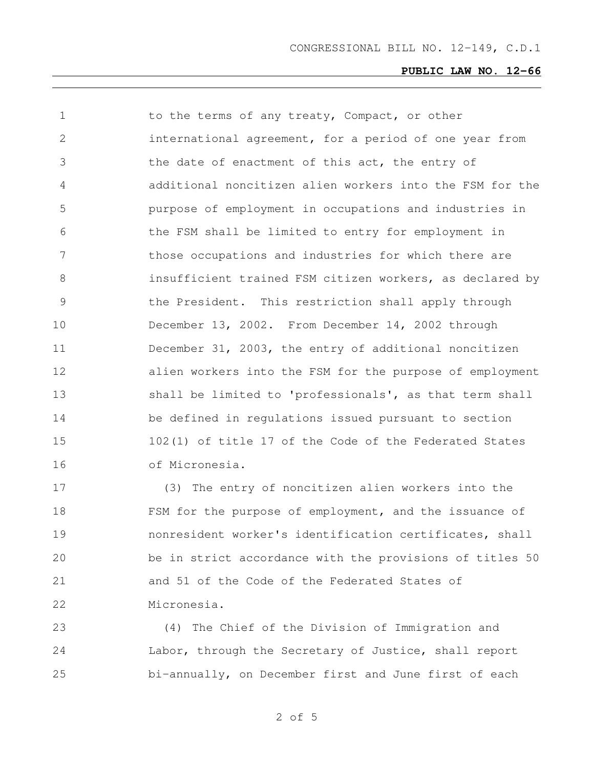to the terms of any treaty, Compact, or other international agreement, for a period of one year from the date of enactment of this act, the entry of additional noncitizen alien workers into the FSM for the purpose of employment in occupations and industries in the FSM shall be limited to entry for employment in those occupations and industries for which there are insufficient trained FSM citizen workers, as declared by the President. This restriction shall apply through December 13, 2002. From December 14, 2002 through December 31, 2003, the entry of additional noncitizen alien workers into the FSM for the purpose of employment shall be limited to 'professionals', as that term shall be defined in regulations issued pursuant to section 102(1) of title 17 of the Code of the Federated States of Micronesia.

(3) The entry of noncitizen alien workers into the FSM for the purpose of employment, and the issuance of nonresident worker's identification certificates, shall be in strict accordance with the provisions of titles 50 and 51 of the Code of the Federated States of Micronesia.

(4) The Chief of the Division of Immigration and Labor, through the Secretary of Justice, shall report bi-annually, on December first and June first of each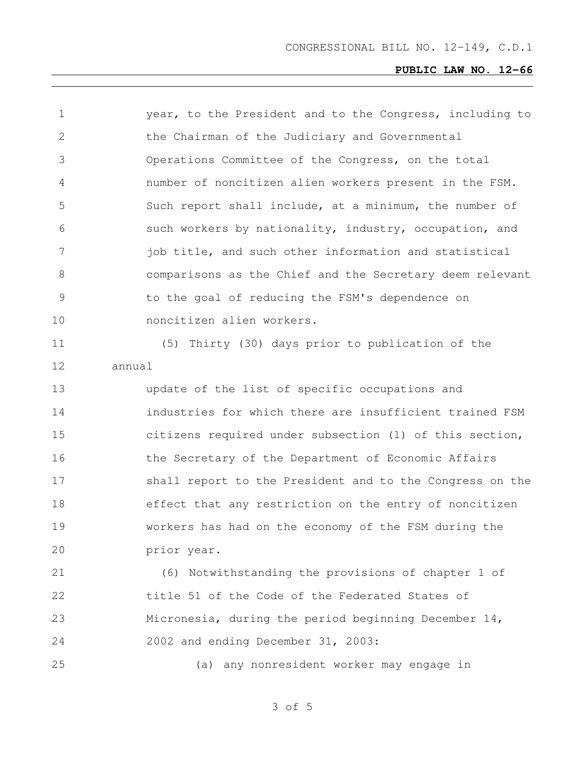year, to the President and to the Congress, including to the Chairman of the Judiciary and Governmental Operations Committee of the Congress, on the total number of noncitizen alien workers present in the FSM. Such report shall include, at a minimum, the number of such workers by nationality, industry, occupation, and job title, and such other information and statistical comparisons as the Chief and the Secretary deem relevant to the goal of reducing the FSM's dependence on noncitizen alien workers.

(5) Thirty (30) days prior to publication of the annual update of the list of specific occupations and industries for which there are insufficient trained FSM citizens required under subsection (1) of this section, the Secretary of the Department of Economic Affairs shall report to the President and to the Congress on the effect that any restriction on the entry of noncitizen workers has had on the economy of the FSM during the prior year.

(6) Notwithstanding the provisions of chapter 1 of title 51 of the Code of the Federated States of Micronesia, during the period beginning December 14, 2002 and ending December 31, 2003:

(a) any nonresident worker may engage in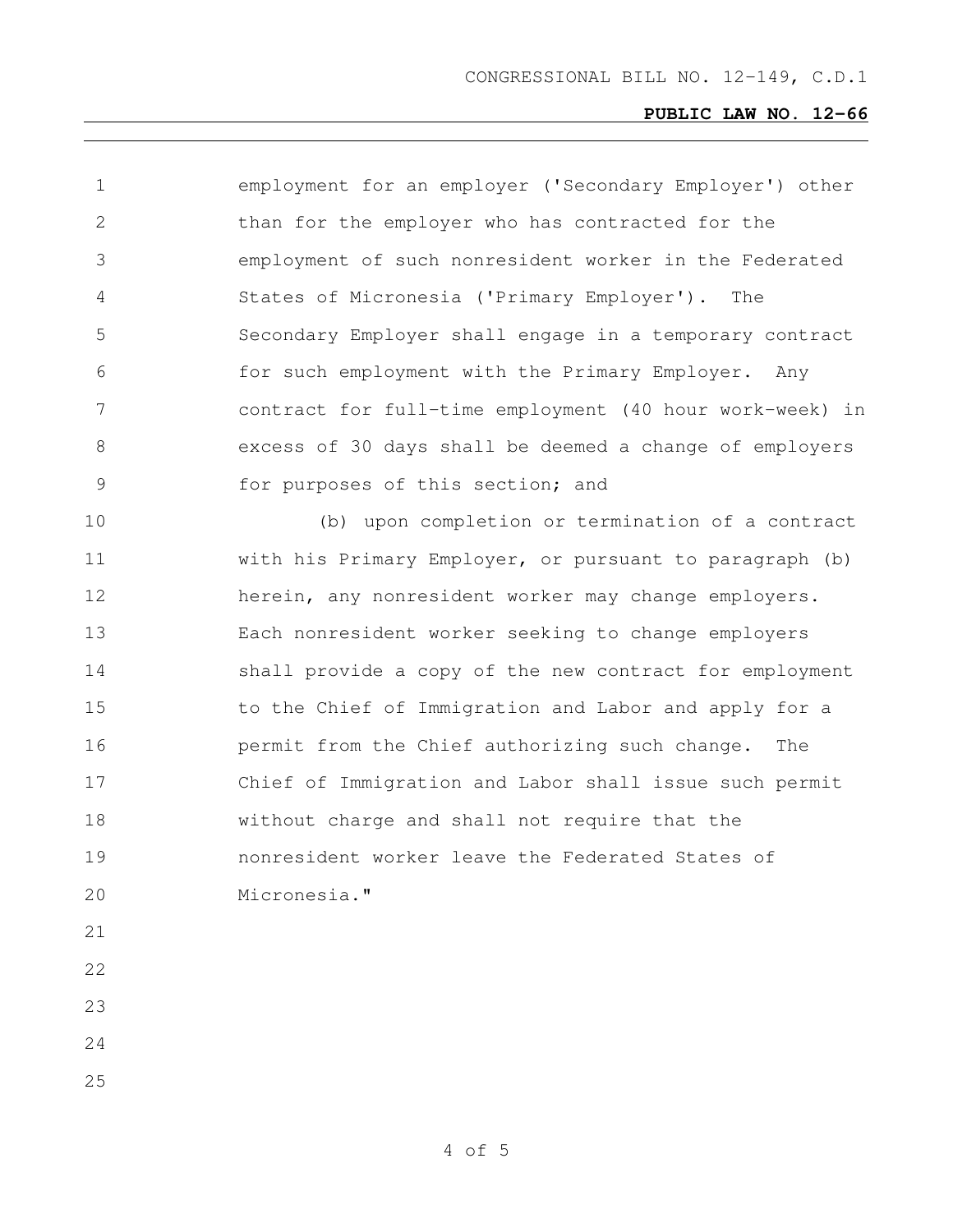employment for an employer ('Secondary Employer') other than for the employer who has contracted for the employment of such nonresident worker in the Federated States of Micronesia ('Primary Employer'). The Secondary Employer shall engage in a temporary contract for such employment with the Primary Employer. Any contract for full-time employment (40 hour work-week) in excess of 30 days shall be deemed a change of employers for purposes of this section; and

(b) upon completion or termination of a contract with his Primary Employer, or pursuant to paragraph (b) herein, any nonresident worker may change employers. Each nonresident worker seeking to change employers shall provide a copy of the new contract for employment to the Chief of Immigration and Labor and apply for a permit from the Chief authorizing such change. The Chief of Immigration and Labor shall issue such permit without charge and shall not require that the nonresident worker leave the Federated States of Micronesia."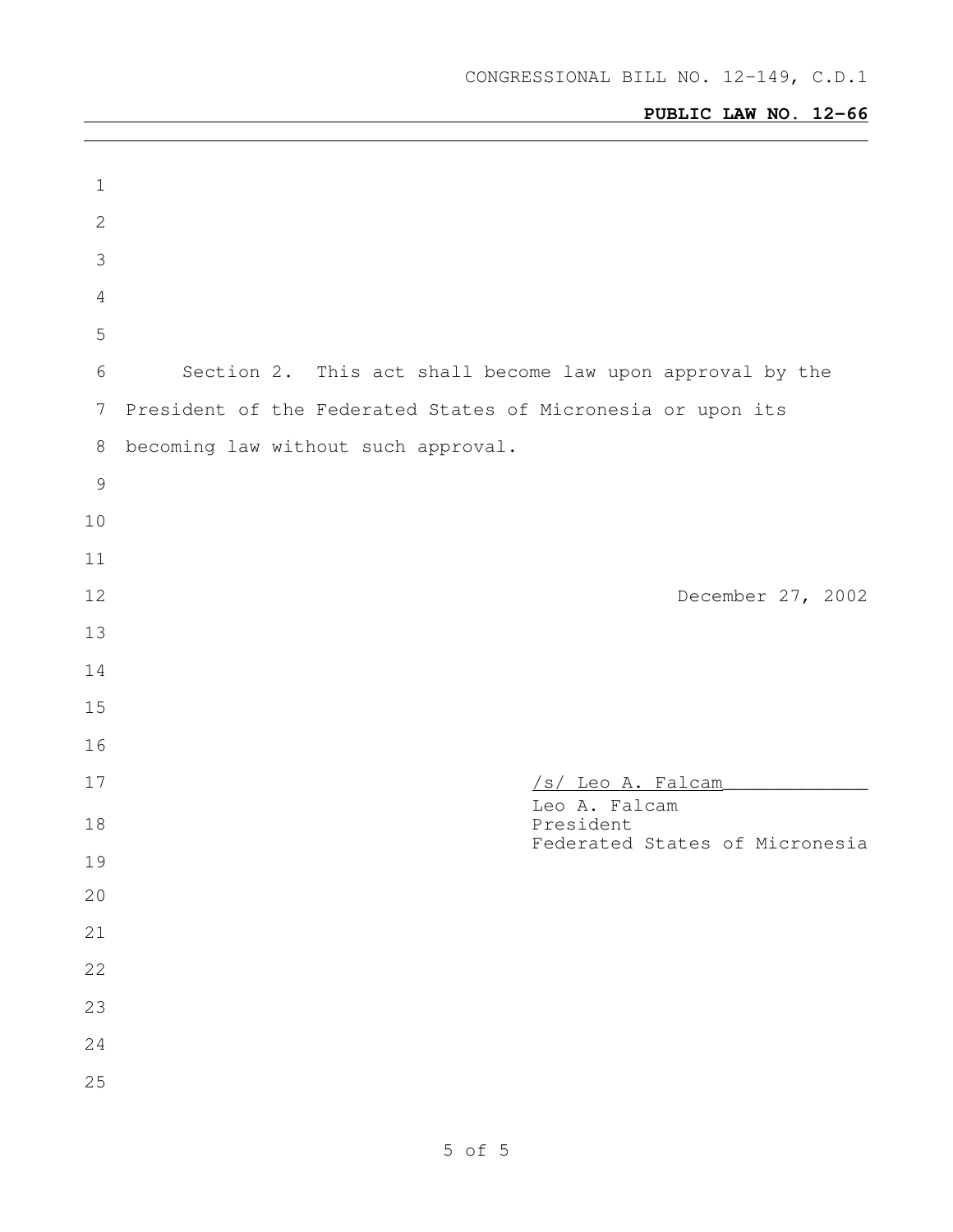Section 2. This act shall become law upon approval by the President of the Federated States of Micronesia or upon its becoming law without such approval.

December 27, 2002

/s/ Leo A. Falcam
Leo A. Falcam
President
Federated States of Micronesia